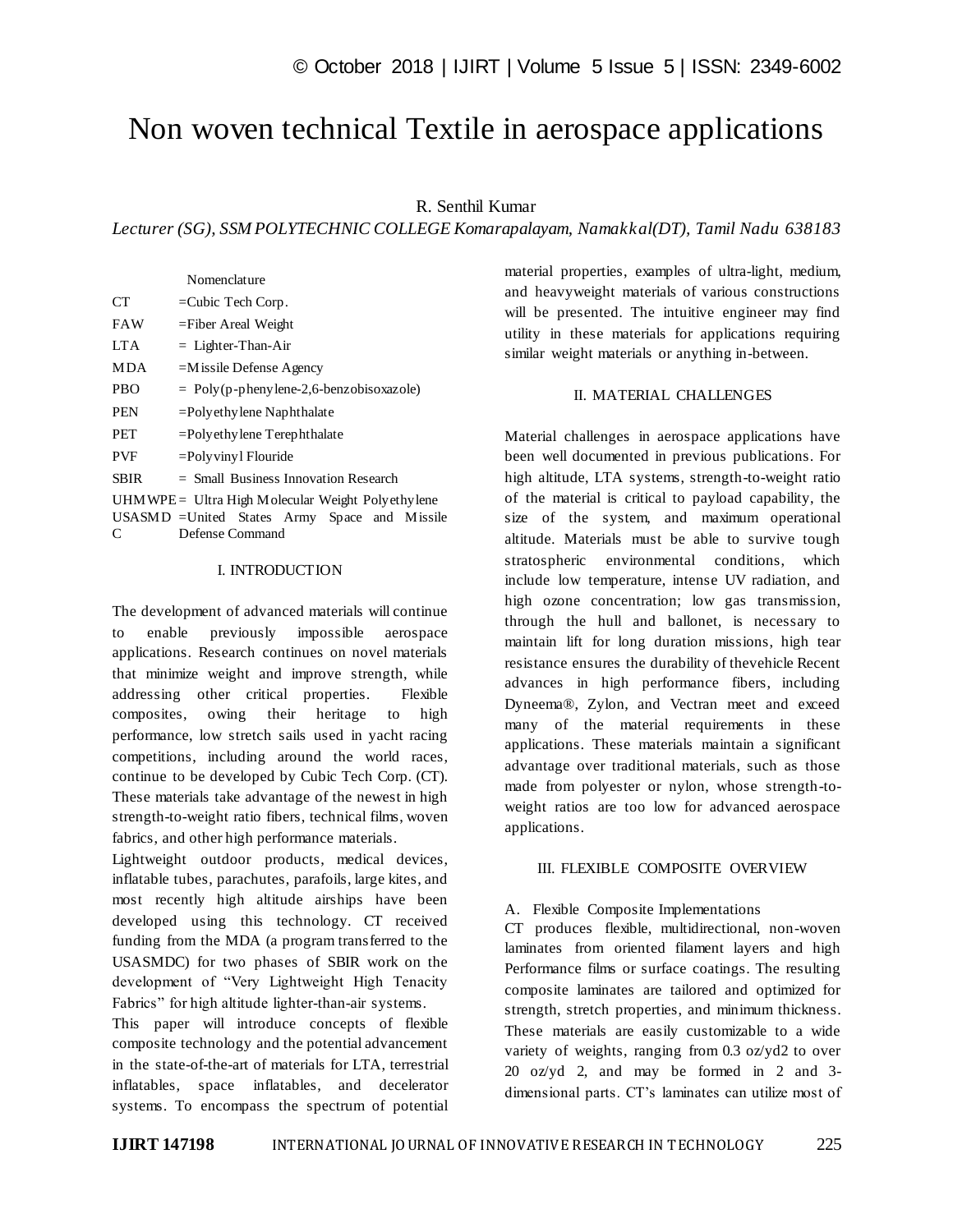# Non woven technical Textile in aerospace applications

R. Senthil Kumar

*Lecturer (SG), SSM POLYTECHNIC COLLEGE Komarapalayam, Namakkal(DT), Tamil Nadu 638183*

Nomenclature

| | |
|---|---|
| CT | =Cubic Tech Corp. |
| FAW | =Fiber Areal Weight |
| LTA | = Lighter-Than-Air |
| MDA | =Missile Defense Agency |
| PBO | = Poly(p-phenylene-2,6-benzobisoxazole) |
| PEN | =Polyethylene Naphthalate |
| PET | =Polyethylene Terephthalate |
| PVF | =Polyvinyl Flouride |
| SBIR | = Small Business Innovation Research |
| UHMWPE | = Ultra High Molecular Weight Polyethylene |
| USASMDC | =United States Army Space and Missile Defense Command |

## I. INTRODUCTION

The development of advanced materials will continue to enable previously impossible aerospace applications. Research continues on novel materials that minimize weight and improve strength, while addressing other critical properties. Flexible composites, owing their heritage to high performance, low stretch sails used in yacht racing competitions, including around the world races, continue to be developed by Cubic Tech Corp. (CT). These materials take advantage of the newest in high strength-to-weight ratio fibers, technical films, woven fabrics, and other high performance materials.

Lightweight outdoor products, medical devices, inflatable tubes, parachutes, parafoils, large kites, and most recently high altitude airships have been developed using this technology. CT received funding from the MDA (a program transferred to the USASMDC) for two phases of SBIR work on the development of "Very Lightweight High Tenacity Fabrics" for high altitude lighter-than-air systems.

This paper will introduce concepts of flexible composite technology and the potential advancement in the state-of-the-art of materials for LTA, terrestrial inflatables, space inflatables, and decelerator systems. To encompass the spectrum of potential material properties, examples of ultra-light, medium, and heavyweight materials of various constructions will be presented. The intuitive engineer may find utility in these materials for applications requiring similar weight materials or anything in-between.

## II. MATERIAL CHALLENGES

Material challenges in aerospace applications have been well documented in previous publications. For high altitude, LTA systems, strength-to-weight ratio of the material is critical to payload capability, the size of the system, and maximum operational altitude. Materials must be able to survive tough stratospheric environmental conditions, which include low temperature, intense UV radiation, and high ozone concentration; low gas transmission, through the hull and ballonet, is necessary to maintain lift for long duration missions, high tear resistance ensures the durability of thevehicle Recent advances in high performance fibers, including Dyneema®, Zylon, and Vectran meet and exceed many of the material requirements in these applications. These materials maintain a significant advantage over traditional materials, such as those made from polyester or nylon, whose strength-to-weight ratios are too low for advanced aerospace applications.

## III. FLEXIBLE COMPOSITE OVERVIEW

### A. Flexible Composite Implementations

CT produces flexible, multidirectional, non-woven laminates from oriented filament layers and high Performance films or surface coatings. The resulting composite laminates are tailored and optimized for strength, stretch properties, and minimum thickness. These materials are easily customizable to a wide variety of weights, ranging from 0.3 oz/yd2 to over 20 oz/yd 2, and may be formed in 2 and 3-dimensional parts. CT's laminates can utilize most of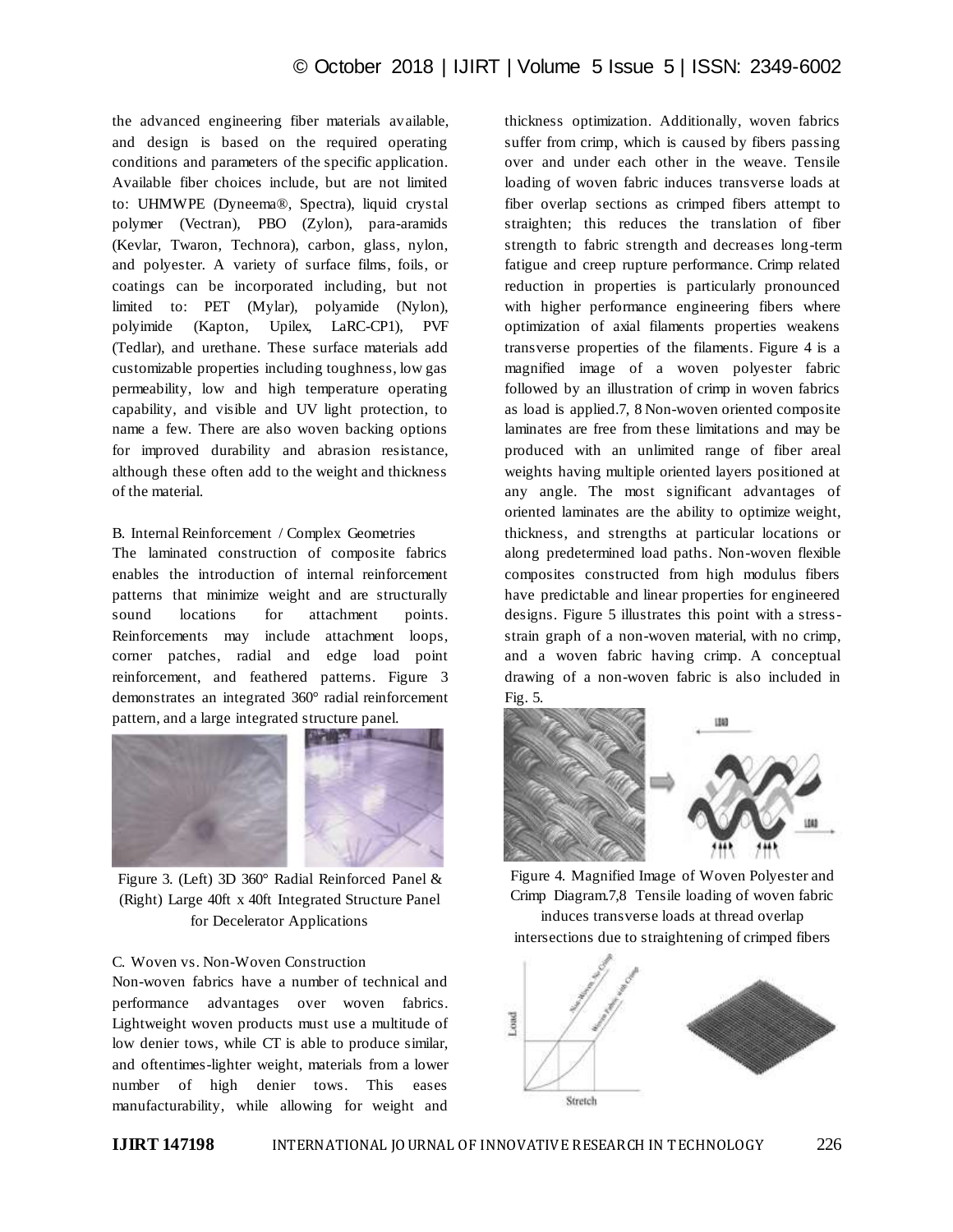the advanced engineering fiber materials available, and design is based on the required operating conditions and parameters of the specific application. Available fiber choices include, but are not limited to: UHMWPE (Dyneema®, Spectra), liquid crystal polymer (Vectran), PBO (Zylon), para-aramids (Kevlar, Twaron, Technora), carbon, glass, nylon, and polyester. A variety of surface films, foils, or coatings can be incorporated including, but not limited to: PET (Mylar), polyamide (Nylon), polyimide (Kapton, Upilex, LaRC-CP1), PVF (Tedlar), and urethane. These surface materials add customizable properties including toughness, low gas permeability, low and high temperature operating capability, and visible and UV light protection, to name a few. There are also woven backing options for improved durability and abrasion resistance, although these often add to the weight and thickness of the material.

B. Internal Reinforcement / Complex Geometries

The laminated construction of composite fabrics enables the introduction of internal reinforcement patterns that minimize weight and are structurally sound locations for attachment points. Reinforcements may include attachment loops, corner patches, radial and edge load point reinforcement, and feathered patterns. Figure 3 demonstrates an integrated 360° radial reinforcement pattern, and a large integrated structure panel.

Figure 3. (Left) 3D 360° Radial Reinforced Panel & (Right) Large 40ft x 40ft Integrated Structure Panel for Decelerator Applications

C. Woven vs. Non-Woven Construction

Non-woven fabrics have a number of technical and performance advantages over woven fabrics. Lightweight woven products must use a multitude of low denier tows, while CT is able to produce similar, and oftentimes-lighter weight, materials from a lower number of high denier tows. This eases manufacturability, while allowing for weight and thickness optimization. Additionally, woven fabrics suffer from crimp, which is caused by fibers passing over and under each other in the weave. Tensile loading of woven fabric induces transverse loads at fiber overlap sections as crimped fibers attempt to straighten; this reduces the translation of fiber strength to fabric strength and decreases long-term fatigue and creep rupture performance. Crimp related reduction in properties is particularly pronounced with higher performance engineering fibers where optimization of axial filaments properties weakens transverse properties of the filaments. Figure 4 is a magnified image of a woven polyester fabric followed by an illustration of crimp in woven fabrics as load is applied.7, 8 Non-woven oriented composite laminates are free from these limitations and may be produced with an unlimited range of fiber areal weights having multiple oriented layers positioned at any angle. The most significant advantages of oriented laminates are the ability to optimize weight, thickness, and strengths at particular locations or along predetermined load paths. Non-woven flexible composites constructed from high modulus fibers have predictable and linear properties for engineered designs. Figure 5 illustrates this point with a stress-strain graph of a non-woven material, with no crimp, and a woven fabric having crimp. A conceptual drawing of a non-woven fabric is also included in Fig. 5.

Figure 4. Magnified Image of Woven Polyester and Crimp Diagram.7,8 Tensile loading of woven fabric induces transverse loads at thread overlap intersections due to straightening of crimped fibers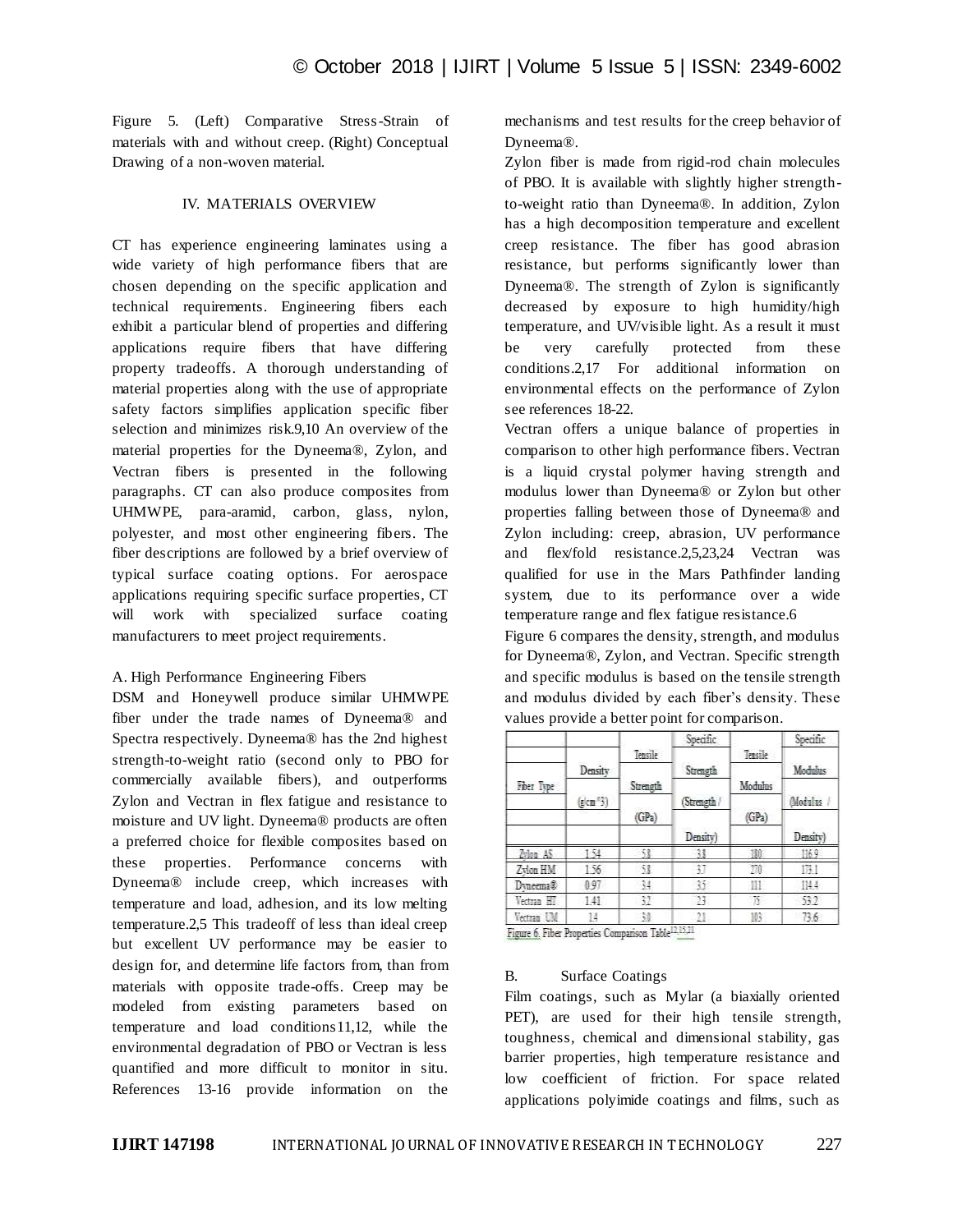Figure 5. (Left) Comparative Stress-Strain of materials with and without creep. (Right) Conceptual Drawing of a non-woven material.

## IV. MATERIALS OVERVIEW

CT has experience engineering laminates using a wide variety of high performance fibers that are chosen depending on the specific application and technical requirements. Engineering fibers each exhibit a particular blend of properties and differing applications require fibers that have differing property tradeoffs. A thorough understanding of material properties along with the use of appropriate safety factors simplifies application specific fiber selection and minimizes risk.9,10 An overview of the material properties for the Dyneema®, Zylon, and Vectran fibers is presented in the following paragraphs. CT can also produce composites from UHMWPE, para-aramid, carbon, glass, nylon, polyester, and most other engineering fibers. The fiber descriptions are followed by a brief overview of typical surface coating options. For aerospace applications requiring specific surface properties, CT will work with specialized surface coating manufacturers to meet project requirements.

### A. High Performance Engineering Fibers

DSM and Honeywell produce similar UHMWPE fiber under the trade names of Dyneema® and Spectra respectively. Dyneema® has the 2nd highest strength-to-weight ratio (second only to PBO for commercially available fibers), and outperforms Zylon and Vectran in flex fatigue and resistance to moisture and UV light. Dyneema® products are often a preferred choice for flexible composites based on these properties. Performance concerns with Dyneema® include creep, which increases with temperature and load, adhesion, and its low melting temperature.2,5 This tradeoff of less than ideal creep but excellent UV performance may be easier to design for, and determine life factors from, than from materials with opposite trade-offs. Creep may be modeled from existing parameters based on temperature and load conditions11,12, while the environmental degradation of PBO or Vectran is less quantified and more difficult to monitor in situ. References 13-16 provide information on the mechanisms and test results for the creep behavior of Dyneema®.

Zylon fiber is made from rigid-rod chain molecules of PBO. It is available with slightly higher strength-to-weight ratio than Dyneema®. In addition, Zylon has a high decomposition temperature and excellent creep resistance. The fiber has good abrasion resistance, but performs significantly lower than Dyneema®. The strength of Zylon is significantly decreased by exposure to high humidity/high temperature, and UV/visible light. As a result it must be very carefully protected from these conditions.2,17 For additional information on environmental effects on the performance of Zylon see references 18-22.

Vectran offers a unique balance of properties in comparison to other high performance fibers. Vectran is a liquid crystal polymer having strength and modulus lower than Dyneema® or Zylon but other properties falling between those of Dyneema® and Zylon including: creep, abrasion, UV performance and flex/fold resistance.2,5,23,24 Vectran was qualified for use in the Mars Pathfinder landing system, due to its performance over a wide temperature range and flex fatigue resistance.6

Figure 6 compares the density, strength, and modulus for Dyneema®, Zylon, and Vectran. Specific strength and specific modulus is based on the tensile strength and modulus divided by each fiber's density. These values provide a better point for comparison.

| Fiber Type | Density ($g/cm^3$) | Tensile Strength (GPa) | Specific Strength (Strength / Density) | Tensile Modulus (GPa) | Specific Modulus (Modulus / Density) |
|---|---|---|---|---|---|
| Zylon AS | 1.54 | 5.8 | 3.8 | 180 | 116.9 |
| Zylon HM | 1.56 | 5.8 | 3.7 | 270 | 173.1 |
| Dyneema® | 0.97 | 3.4 | 3.5 | 111 | 114.4 |
| Vectran HT | 1.41 | 3.2 | 2.3 | 75 | 53.2 |
| Vectran UM | 1.4 | 3.0 | 2.1 | 103 | 73.6 |

Figure 6. Fiber Properties Comparison Table[12,15,21]

### B. Surface Coatings

Film coatings, such as Mylar (a biaxially oriented PET), are used for their high tensile strength, toughness, chemical and dimensional stability, gas barrier properties, high temperature resistance and low coefficient of friction. For space related applications polyimide coatings and films, such as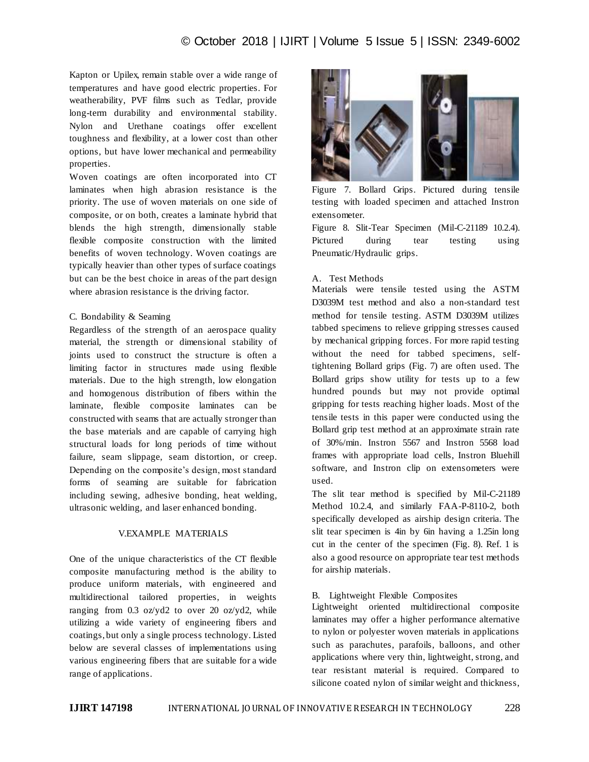Kapton or Upilex, remain stable over a wide range of temperatures and have good electric properties. For weatherability, PVF films such as Tedlar, provide long-term durability and environmental stability. Nylon and Urethane coatings offer excellent toughness and flexibility, at a lower cost than other options, but have lower mechanical and permeability properties.

Woven coatings are often incorporated into CT laminates when high abrasion resistance is the priority. The use of woven materials on one side of composite, or on both, creates a laminate hybrid that blends the high strength, dimensionally stable flexible composite construction with the limited benefits of woven technology. Woven coatings are typically heavier than other types of surface coatings but can be the best choice in areas of the part design where abrasion resistance is the driving factor.

### C. Bondability & Seaming

Regardless of the strength of an aerospace quality material, the strength or dimensional stability of joints used to construct the structure is often a limiting factor in structures made using flexible materials. Due to the high strength, low elongation and homogenous distribution of fibers within the laminate, flexible composite laminates can be constructed with seams that are actually stronger than the base materials and are capable of carrying high structural loads for long periods of time without failure, seam slippage, seam distortion, or creep. Depending on the composite's design, most standard forms of seaming are suitable for fabrication including sewing, adhesive bonding, heat welding, ultrasonic welding, and laser enhanced bonding.

## V. EXAMPLE MATERIALS

One of the unique characteristics of the CT flexible composite manufacturing method is the ability to produce uniform materials, with engineered and multidirectional tailored properties, in weights ranging from 0.3 oz/yd2 to over 20 oz/yd2, while utilizing a wide variety of engineering fibers and coatings, but only a single process technology. Listed below are several classes of implementations using various engineering fibers that are suitable for a wide range of applications.

Figure 7. Bollard Grips. Pictured during tensile testing with loaded specimen and attached Instron extensometer.

Figure 8. Slit-Tear Specimen (Mil-C-21189 10.2.4). Pictured during tear testing using Pneumatic/Hydraulic grips.

### A. Test Methods

Materials were tensile tested using the ASTM D3039M test method and also a non-standard test method for tensile testing. ASTM D3039M utilizes tabbed specimens to relieve gripping stresses caused by mechanical gripping forces. For more rapid testing without the need for tabbed specimens, self-tightening Bollard grips (Fig. 7) are often used. The Bollard grips show utility for tests up to a few hundred pounds but may not provide optimal gripping for tests reaching higher loads. Most of the tensile tests in this paper were conducted using the Bollard grip test method at an approximate strain rate of 30%/min. Instron 5567 and Instron 5568 load frames with appropriate load cells, Instron Bluehill software, and Instron clip on extensometers were used.

The slit tear method is specified by Mil-C-21189 Method 10.2.4, and similarly FAA-P-8110-2, both specifically developed as airship design criteria. The slit tear specimen is 4in by 6in having a 1.25in long cut in the center of the specimen (Fig. 8). Ref. 1 is also a good resource on appropriate tear test methods for airship materials.

### B. Lightweight Flexible Composites

Lightweight oriented multidirectional composite laminates may offer a higher performance alternative to nylon or polyester woven materials in applications such as parachutes, parafoils, balloons, and other applications where very thin, lightweight, strong, and tear resistant material is required. Compared to silicone coated nylon of similar weight and thickness,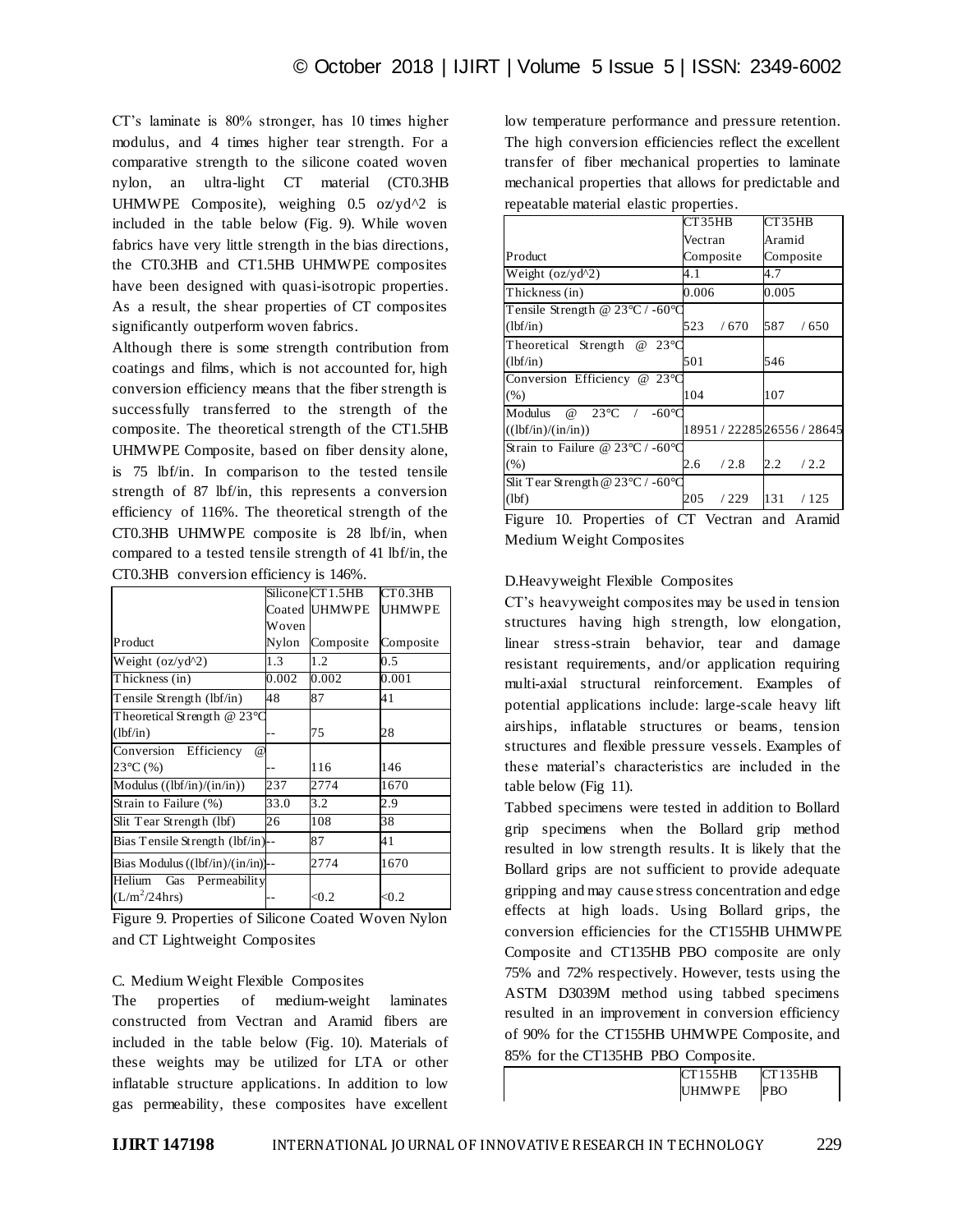CT's laminate is 80% stronger, has 10 times higher modulus, and 4 times higher tear strength. For a comparative strength to the silicone coated woven nylon, an ultra-light CT material (CT0.3HB UHMWPE Composite), weighing 0.5 oz/yd^2 is included in the table below (Fig. 9). While woven fabrics have very little strength in the bias directions, the CT0.3HB and CT1.5HB UHMWPE composites have been designed with quasi-isotropic properties. As a result, the shear properties of CT composites significantly outperform woven fabrics.

Although there is some strength contribution from coatings and films, which is not accounted for, high conversion efficiency means that the fiber strength is successfully transferred to the strength of the composite. The theoretical strength of the CT1.5HB UHMWPE Composite, based on fiber density alone, is 75 lbf/in. In comparison to the tested tensile strength of 87 lbf/in, this represents a conversion efficiency of 116%. The theoretical strength of the CT0.3HB UHMWPE composite is 28 lbf/in, when compared to a tested tensile strength of 41 lbf/in, the CT0.3HB conversion efficiency is 146%.

| Product | Silicone Coated Woven Nylon | CT1.5HB UHMWPE Composite | CT0.3HB UHMWPE Composite |
|---|---|---|---|
| Weight (oz/yd^2) | 1.3 | 1.2 | 0.5 |
| Thickness (in) | 0.002 | 0.002 | 0.001 |
| Tensile Strength (lbf/in) | 48 | 87 | 41 |
| Theoretical Strength @ 23°C (lbf/in) | -- | 75 | 28 |
| Conversion Efficiency @ 23°C (%) | -- | 116 | 146 |
| Modulus ((lbf/in)/(in/in)) | 237 | 2774 | 1670 |
| Strain to Failure (%) | 33.0 | 3.2 | 2.9 |
| Slit Tear Strength (lbf) | 26 | 108 | 38 |
| Bias Tensile Strength (lbf/in) | -- | 87 | 41 |
| Bias Modulus ((lbf/in)/(in/in)) | -- | 2774 | 1670 |
| Helium Gas Permeability ($L/m^2$/24hrs) | -- | <0.2 | <0.2 |

Figure 9. Properties of Silicone Coated Woven Nylon and CT Lightweight Composites

### C. Medium Weight Flexible Composites

The properties of medium-weight laminates constructed from Vectran and Aramid fibers are included in the table below (Fig. 10). Materials of these weights may be utilized for LTA or other inflatable structure applications. In addition to low gas permeability, these composites have excellent low temperature performance and pressure retention. The high conversion efficiencies reflect the excellent transfer of fiber mechanical properties to laminate mechanical properties that allows for predictable and repeatable material elastic properties.

| Product | CT35HB Vectran Composite | CT35HB Aramid Composite |
|---|---|---|
| Weight (oz/yd^2) | 4.1 | 4.7 |
| Thickness (in) | 0.006 | 0.005 |
| Tensile Strength @ 23°C / -60°C (lbf/in) | 523 / 670 | 587 / 650 |
| Theoretical Strength @ 23°C (lbf/in) | 501 | 546 |
| Conversion Efficiency @ 23°C (%) | 104 | 107 |
| Modulus @ 23°C / -60°C ((lbf/in)/(in/in)) | 18951 / 22285 | 26556 / 28645 |
| Strain to Failure @ 23°C / -60°C (%) | 2.6 / 2.8 | 2.2 / 2.2 |
| Slit Tear Strength @ 23°C / -60°C (lbf) | 205 / 229 | 131 / 125 |

Figure 10. Properties of CT Vectran and Aramid Medium Weight Composites

### D. Heavyweight Flexible Composites

CT's heavyweight composites may be used in tension structures having high strength, low elongation, linear stress-strain behavior, tear and damage resistant requirements, and/or application requiring multi-axial structural reinforcement. Examples of potential applications include: large-scale heavy lift airships, inflatable structures or beams, tension structures and flexible pressure vessels. Examples of these material's characteristics are included in the table below (Fig 11).

Tabbed specimens were tested in addition to Bollard grip specimens when the Bollard grip method resulted in low strength results. It is likely that the Bollard grips are not sufficient to provide adequate gripping and may cause stress concentration and edge effects at high loads. Using Bollard grips, the conversion efficiencies for the CT155HB UHMWPE Composite and CT135HB PBO composite are only 75% and 72% respectively. However, tests using the ASTM D3039M method using tabbed specimens resulted in an improvement in conversion efficiency of 90% for the CT155HB UHMWPE Composite, and 85% for the CT135HB PBO Composite.

| | CT155HB UHMWPE | CT135HB PBO |
|---|---|---|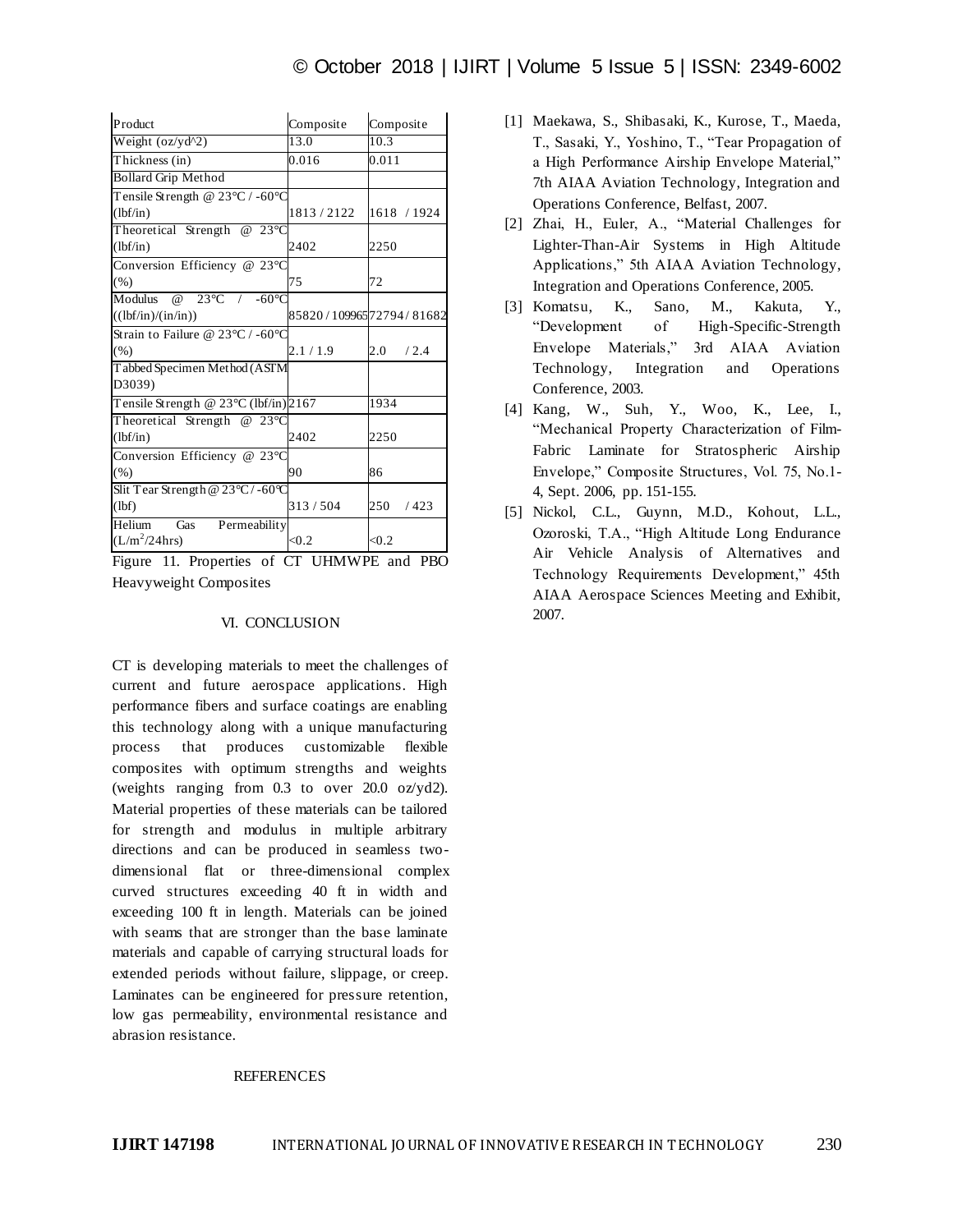| Product | Composite | Composite |
|---|---|---|
| Weight (oz/yd^2) | 13.0 | 10.3 |
| Thickness (in) | 0.016 | 0.011 |
| Bollard Grip Method | | |
| Tensile Strength @ 23°C / -60°C (lbf/in) | 1813 / 2122 | 1618 / 1924 |
| Theoretical Strength @ 23°C (lbf/in) | 2402 | 2250 |
| Conversion Efficiency @ 23°C (%) | 75 | 72 |
| Modulus @ 23°C / -60°C ((lbf/in)/(in/in)) | 85820 / 109965 | 72794 / 81682 |
| Strain to Failure @ 23°C / -60°C (%) | 2.1 / 1.9 | 2.0 / 2.4 |
| Tabbed Specimen Method (ASTM D3039) | | |
| Tensile Strength @ 23°C (lbf/in) | 2167 | 1934 |
| Theoretical Strength @ 23°C (lbf/in) | 2402 | 2250 |
| Conversion Efficiency @ 23°C (%) | 90 | 86 |
| Slit Tear Strength @ 23°C / -60°C (lbf) | 313 / 504 | 250 / 423 |
| Helium Gas Permeability ($L/m^2$/24hrs) | <0.2 | <0.2 |

Figure 11. Properties of CT UHMWPE and PBO Heavyweight Composites

## VI. CONCLUSION

CT is developing materials to meet the challenges of current and future aerospace applications. High performance fibers and surface coatings are enabling this technology along with a unique manufacturing process that produces customizable flexible composites with optimum strengths and weights (weights ranging from 0.3 to over 20.0 oz/yd2). Material properties of these materials can be tailored for strength and modulus in multiple arbitrary directions and can be produced in seamless two-dimensional flat or three-dimensional complex curved structures exceeding 40 ft in width and exceeding 100 ft in length. Materials can be joined with seams that are stronger than the base laminate materials and capable of carrying structural loads for extended periods without failure, slippage, or creep. Laminates can be engineered for pressure retention, low gas permeability, environmental resistance and abrasion resistance.

## REFERENCES

[1] Maekawa, S., Shibasaki, K., Kurose, T., Maeda, T., Sasaki, Y., Yoshino, T., "Tear Propagation of a High Performance Airship Envelope Material," 7th AIAA Aviation Technology, Integration and Operations Conference, Belfast, 2007.

[2] Zhai, H., Euler, A., "Material Challenges for Lighter-Than-Air Systems in High Altitude Applications," 5th AIAA Aviation Technology, Integration and Operations Conference, 2005.

[3] Komatsu, K., Sano, M., Kakuta, Y., "Development of High-Specific-Strength Envelope Materials," 3rd AIAA Aviation Technology, Integration and Operations Conference, 2003.

[4] Kang, W., Suh, Y., Woo, K., Lee, I., "Mechanical Property Characterization of Film-Fabric Laminate for Stratospheric Airship Envelope," Composite Structures, Vol. 75, No.1-4, Sept. 2006, pp. 151-155.

[5] Nickol, C.L., Guynn, M.D., Kohout, L.L., Ozoroski, T.A., "High Altitude Long Endurance Air Vehicle Analysis of Alternatives and Technology Requirements Development," 45th AIAA Aerospace Sciences Meeting and Exhibit, 2007.